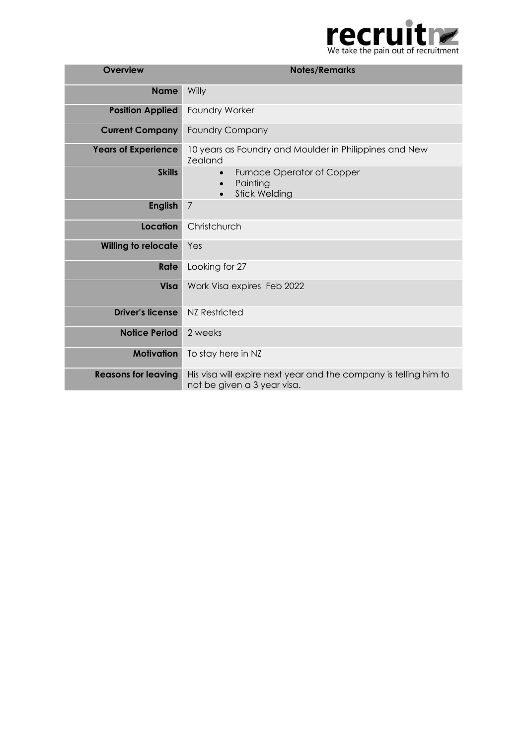recruitnz
We take the pain out of recruitment

| Overview | Notes/Remarks |
|---|---|
| **Name** | Willy |
| **Position Applied** | Foundry Worker |
| **Current Company** | Foundry Company |
| **Years of Experience** | 10 years as Foundry and Moulder in Philippines and New Zealand |
| **Skills** | • Furnace Operator of Copper<br>• Painting<br>• Stick Welding |
| **English** | 7 |
| **Location** | Christchurch |
| **Willing to relocate** | Yes |
| **Rate** | Looking for 27 |
| **Visa** | Work Visa expires Feb 2022 |
| **Driver's license** | NZ Restricted |
| **Notice Period** | 2 weeks |
| **Motivation** | To stay here in NZ |
| **Reasons for leaving** | His visa will expire next year and the company is telling him to not be given a 3 year visa. |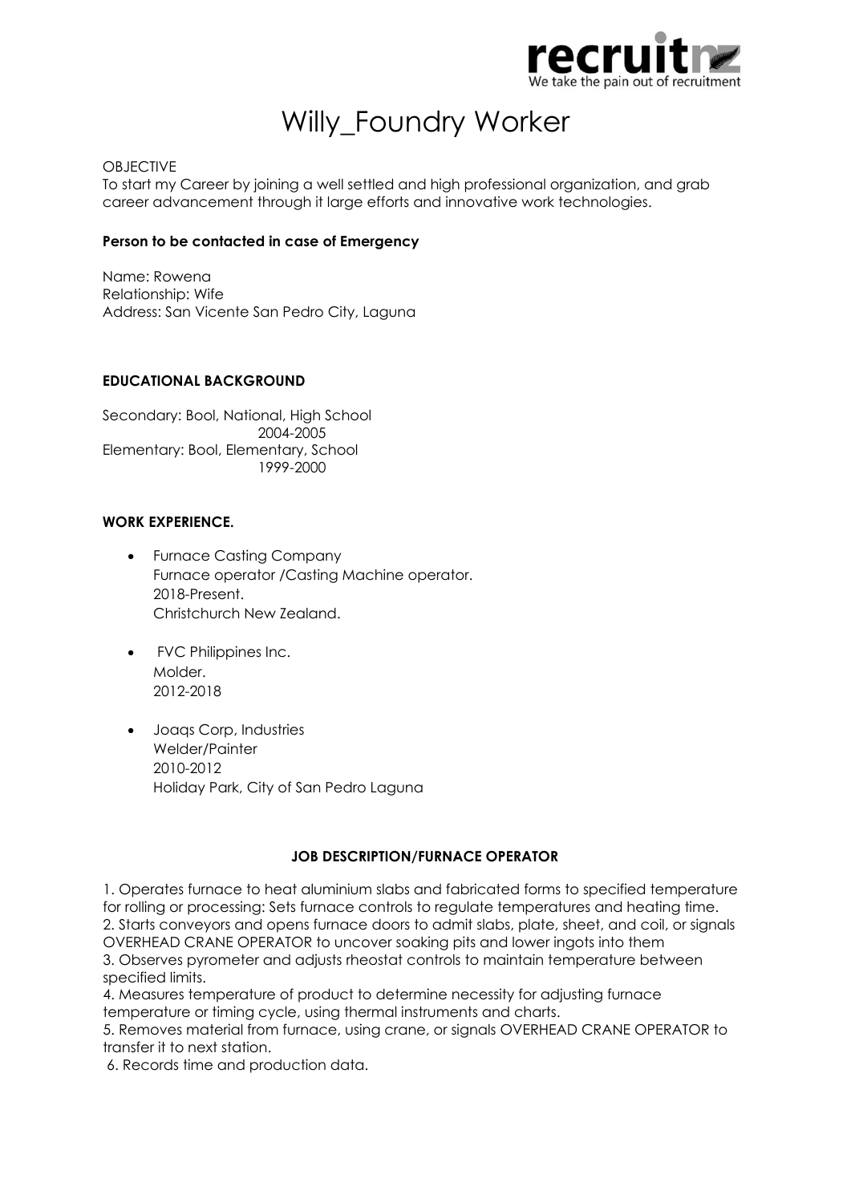# Willy_Foundry Worker

OBJECTIVE

To start my Career by joining a well settled and high professional organization, and grab career advancement through it large efforts and innovative work technologies.

**Person to be contacted in case of Emergency**

Name: Rowena
Relationship: Wife
Address: San Vicente San Pedro City, Laguna

**EDUCATIONAL BACKGROUND**

Secondary: Bool, National, High School
2004-2005
Elementary: Bool, Elementary, School
1999-2000

**WORK EXPERIENCE.**

- Furnace Casting Company
  Furnace operator /Casting Machine operator.
  2018-Present.
  Christchurch New Zealand.

- FVC Philippines Inc.
  Molder.
  2012-2018

- Joaqs Corp, Industries
  Welder/Painter
  2010-2012
  Holiday Park, City of San Pedro Laguna

**JOB DESCRIPTION/FURNACE OPERATOR**

1. Operates furnace to heat aluminium slabs and fabricated forms to specified temperature for rolling or processing: Sets furnace controls to regulate temperatures and heating time.
2. Starts conveyors and opens furnace doors to admit slabs, plate, sheet, and coil, or signals OVERHEAD CRANE OPERATOR to uncover soaking pits and lower ingots into them
3. Observes pyrometer and adjusts rheostat controls to maintain temperature between specified limits.
4. Measures temperature of product to determine necessity for adjusting furnace temperature or timing cycle, using thermal instruments and charts.
5. Removes material from furnace, using crane, or signals OVERHEAD CRANE OPERATOR to transfer it to next station.
6. Records time and production data.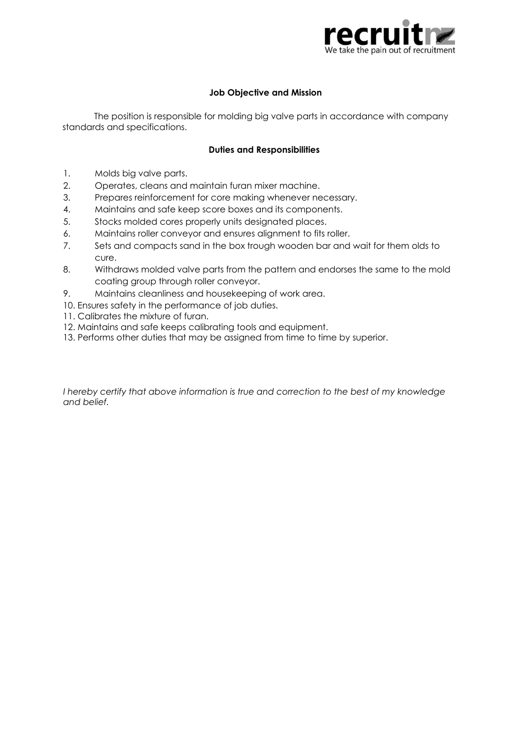### Job Objective and Mission

The position is responsible for molding big valve parts in accordance with company standards and specifications.

### Duties and Responsibilities

1. Molds big valve parts.
2. Operates, cleans and maintain furan mixer machine.
3. Prepares reinforcement for core making whenever necessary.
4. Maintains and safe keep score boxes and its components.
5. Stocks molded cores properly units designated places.
6. Maintains roller conveyor and ensures alignment to fits roller.
7. Sets and compacts sand in the box trough wooden bar and wait for them olds to cure.
8. Withdraws molded valve parts from the pattern and endorses the same to the mold coating group through roller conveyor.
9. Maintains cleanliness and housekeeping of work area.
10. Ensures safety in the performance of job duties.
11. Calibrates the mixture of furan.
12. Maintains and safe keeps calibrating tools and equipment.
13. Performs other duties that may be assigned from time to time by superior.

*I hereby certify that above information is true and correction to the best of my knowledge and belief.*